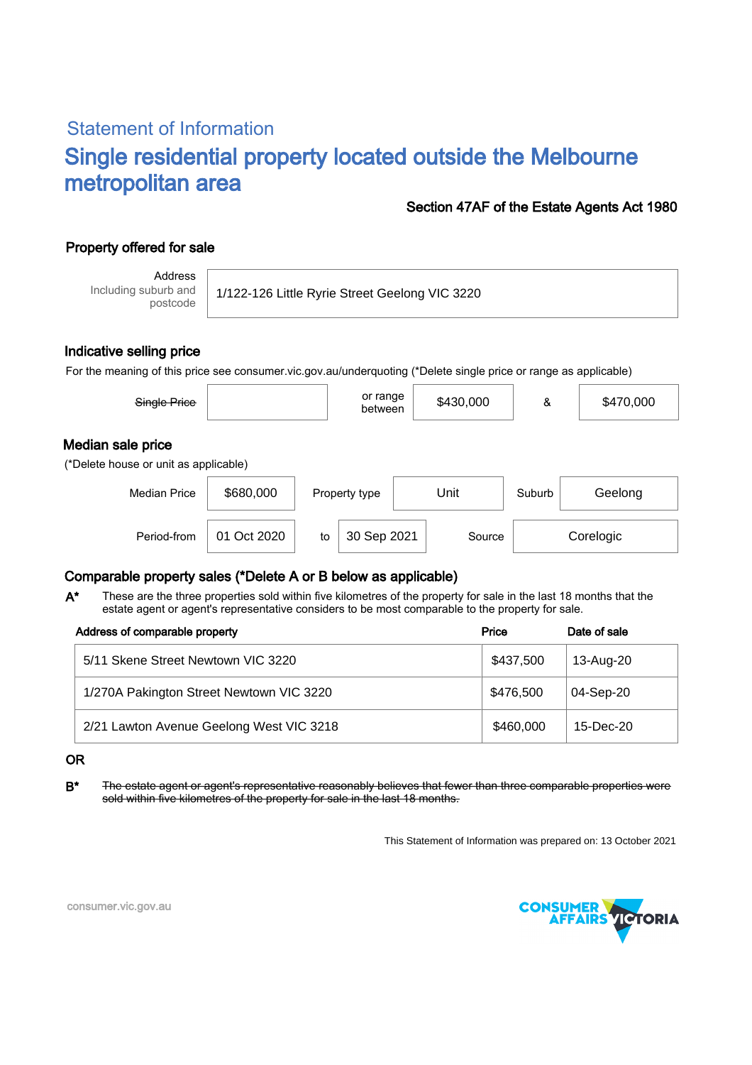## Statement of Information

# Single residential property located outside the Melbourne metropolitan area

**Section 47AF of the Estate Agents Act 1980**

### Property offered for sale

| Address Including suburb and postcode | 1/122-126 Little Ryrie Street Geelong VIC 3220 |
|---|---|

### Indicative selling price

For the meaning of this price see consumer.vic.gov.au/underquoting (*Delete single price or range as applicable)

| ~~Single Price~~ | | or range between | $430,000 | & | $470,000 |
|---|---|---|---|---|---|

### Median sale price

(*Delete house or unit as applicable)

| Median Price | $680,000 | Property type | Unit | Suburb | Geelong |
|---|---|---|---|---|---|
| Period-from | 01 Oct 2020 | to | 30 Sep 2021 | Source | Corelogic |

### Comparable property sales (*Delete A or B below as applicable)

**A*** These are the three properties sold within five kilometres of the property for sale in the last 18 months that the estate agent or agent's representative considers to be most comparable to the property for sale.

| Address of comparable property | Price | Date of sale |
|---|---|---|
| 5/11 Skene Street Newtown VIC 3220 | $437,500 | 13-Aug-20 |
| 1/270A Pakington Street Newtown VIC 3220 | $476,500 | 04-Sep-20 |
| 2/21 Lawton Avenue Geelong West VIC 3218 | $460,000 | 15-Dec-20 |

OR

**B*** ~~The estate agent or agent's representative reasonably believes that fewer than three comparable properties were sold within five kilometres of the property for sale in the last 18 months.~~

This Statement of Information was prepared on: 13 October 2021

consumer.vic.gov.au

CONSUMER AFFAIRS VICTORIA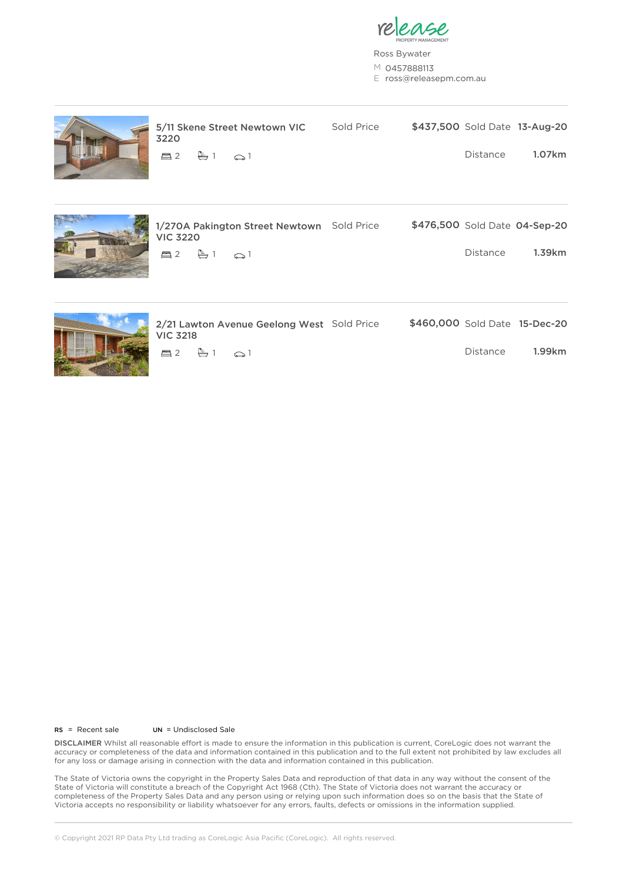Ross Bywater
M 0457888113
E ross@releasepm.com.au

| | | | | | |
|---|---|---|---|---|---|
| 5/11 Skene Street Newtown VIC 3220 | Sold Price | $437,500 | Sold Date | 13-Aug-20 | |
| 2 bed, 1 bath, 1 car | | | Distance | 1.07km | |
| 1/270A Pakington Street Newtown VIC 3220 | Sold Price | $476,500 | Sold Date | 04-Sep-20 | |
| 2 bed, 1 bath, 1 car | | | Distance | 1.39km | |
| 2/21 Lawton Avenue Geelong West VIC 3218 | Sold Price | $460,000 | Sold Date | 15-Dec-20 | |
| 2 bed, 1 bath, 1 car | | | Distance | 1.99km | |

**RS** = Recent sale **UN** = Undisclosed Sale

DISCLAIMER Whilst all reasonable effort is made to ensure the information in this publication is current, CoreLogic does not warrant the accuracy or completeness of the data and information contained in this publication and to the full extent not prohibited by law excludes all for any loss or damage arising in connection with the data and information contained in this publication.

The State of Victoria owns the copyright in the Property Sales Data and reproduction of that data in any way without the consent of the State of Victoria will constitute a breach of the Copyright Act 1968 (Cth). The State of Victoria does not warrant the accuracy or completeness of the Property Sales Data and any person using or relying upon such information does so on the basis that the State of Victoria accepts no responsibility or liability whatsoever for any errors, faults, defects or omissions in the information supplied.

© Copyright 2021 RP Data Pty Ltd trading as CoreLogic Asia Pacific (CoreLogic). All rights reserved.